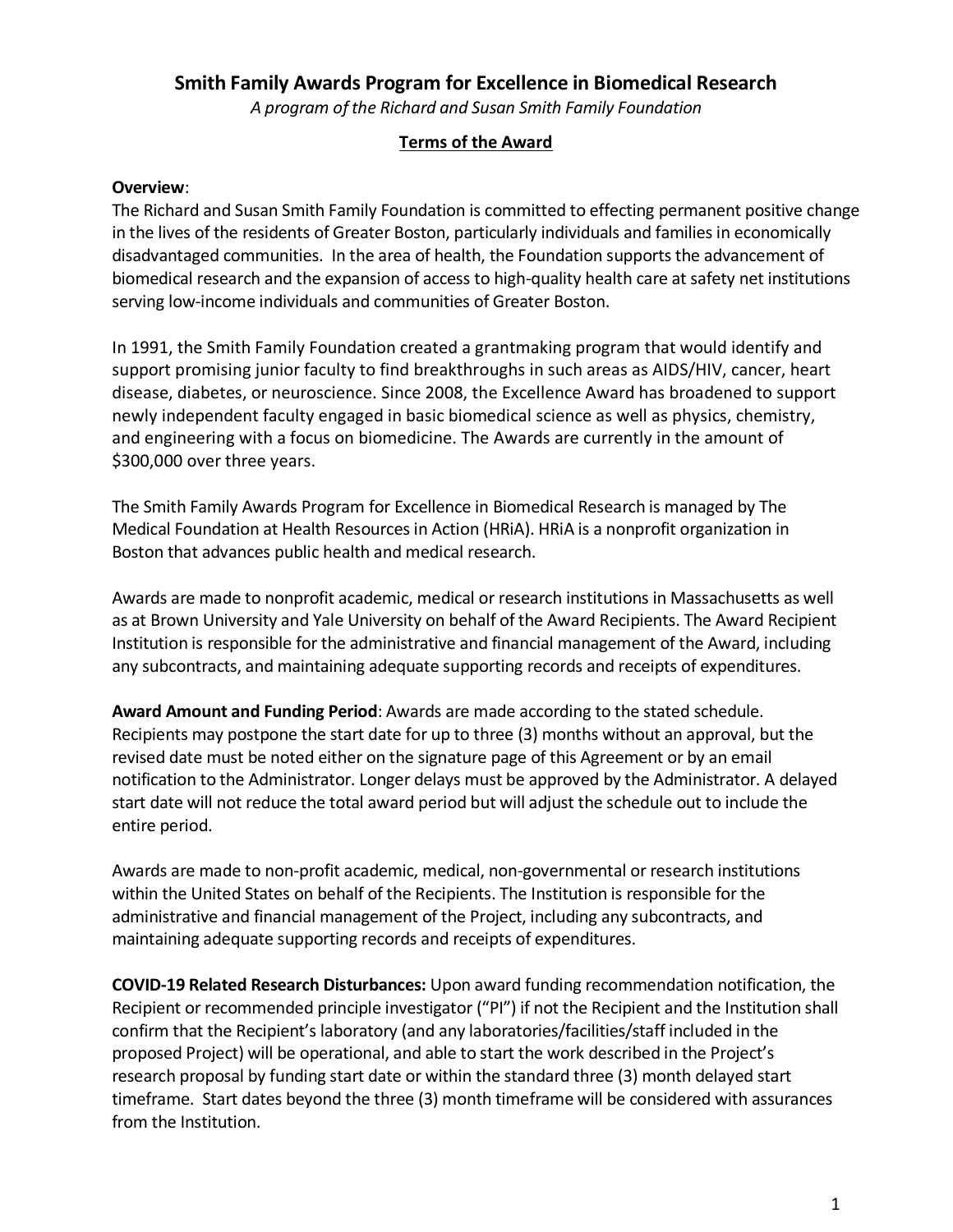# Smith Family Awards Program for Excellence in Biomedical Research

*A program of the Richard and Susan Smith Family Foundation*

## Terms of the Award

**Overview**:
The Richard and Susan Smith Family Foundation is committed to effecting permanent positive change in the lives of the residents of Greater Boston, particularly individuals and families in economically disadvantaged communities. In the area of health, the Foundation supports the advancement of biomedical research and the expansion of access to high-quality health care at safety net institutions serving low-income individuals and communities of Greater Boston.

In 1991, the Smith Family Foundation created a grantmaking program that would identify and support promising junior faculty to find breakthroughs in such areas as AIDS/HIV, cancer, heart disease, diabetes, or neuroscience. Since 2008, the Excellence Award has broadened to support newly independent faculty engaged in basic biomedical science as well as physics, chemistry, and engineering with a focus on biomedicine. The Awards are currently in the amount of $300,000 over three years.

The Smith Family Awards Program for Excellence in Biomedical Research is managed by The Medical Foundation at Health Resources in Action (HRiA). HRiA is a nonprofit organization in Boston that advances public health and medical research.

Awards are made to nonprofit academic, medical or research institutions in Massachusetts as well as at Brown University and Yale University on behalf of the Award Recipients. The Award Recipient Institution is responsible for the administrative and financial management of the Award, including any subcontracts, and maintaining adequate supporting records and receipts of expenditures.

**Award Amount and Funding Period**: Awards are made according to the stated schedule. Recipients may postpone the start date for up to three (3) months without an approval, but the revised date must be noted either on the signature page of this Agreement or by an email notification to the Administrator. Longer delays must be approved by the Administrator. A delayed start date will not reduce the total award period but will adjust the schedule out to include the entire period.

Awards are made to non-profit academic, medical, non-governmental or research institutions within the United States on behalf of the Recipients. The Institution is responsible for the administrative and financial management of the Project, including any subcontracts, and maintaining adequate supporting records and receipts of expenditures.

**COVID-19 Related Research Disturbances:** Upon award funding recommendation notification, the Recipient or recommended principle investigator ("PI") if not the Recipient and the Institution shall confirm that the Recipient's laboratory (and any laboratories/facilities/staff included in the proposed Project) will be operational, and able to start the work described in the Project's research proposal by funding start date or within the standard three (3) month delayed start timeframe. Start dates beyond the three (3) month timeframe will be considered with assurances from the Institution.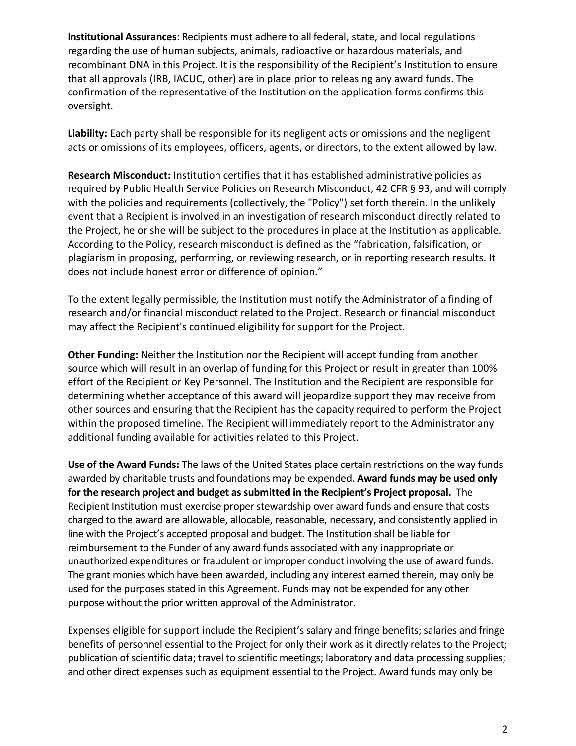**Institutional Assurances**: Recipients must adhere to all federal, state, and local regulations regarding the use of human subjects, animals, radioactive or hazardous materials, and recombinant DNA in this Project. <u>It is the responsibility of the Recipient's Institution to ensure that all approvals (IRB, IACUC, other) are in place prior to releasing any award funds</u>. The confirmation of the representative of the Institution on the application forms confirms this oversight.

**Liability:** Each party shall be responsible for its negligent acts or omissions and the negligent acts or omissions of its employees, officers, agents, or directors, to the extent allowed by law.

**Research Misconduct:** Institution certifies that it has established administrative policies as required by Public Health Service Policies on Research Misconduct, 42 CFR § 93, and will comply with the policies and requirements (collectively, the "Policy") set forth therein. In the unlikely event that a Recipient is involved in an investigation of research misconduct directly related to the Project, he or she will be subject to the procedures in place at the Institution as applicable. According to the Policy, research misconduct is defined as the "fabrication, falsification, or plagiarism in proposing, performing, or reviewing research, or in reporting research results. It does not include honest error or difference of opinion."

To the extent legally permissible, the Institution must notify the Administrator of a finding of research and/or financial misconduct related to the Project. Research or financial misconduct may affect the Recipient's continued eligibility for support for the Project.

**Other Funding:** Neither the Institution nor the Recipient will accept funding from another source which will result in an overlap of funding for this Project or result in greater than 100% effort of the Recipient or Key Personnel. The Institution and the Recipient are responsible for determining whether acceptance of this award will jeopardize support they may receive from other sources and ensuring that the Recipient has the capacity required to perform the Project within the proposed timeline. The Recipient will immediately report to the Administrator any additional funding available for activities related to this Project.

**Use of the Award Funds:** The laws of the United States place certain restrictions on the way funds awarded by charitable trusts and foundations may be expended. **Award funds may be used only for the research project and budget as submitted in the Recipient's Project proposal.** The Recipient Institution must exercise proper stewardship over award funds and ensure that costs charged to the award are allowable, allocable, reasonable, necessary, and consistently applied in line with the Project's accepted proposal and budget. The Institution shall be liable for reimbursement to the Funder of any award funds associated with any inappropriate or unauthorized expenditures or fraudulent or improper conduct involving the use of award funds. The grant monies which have been awarded, including any interest earned therein, may only be used for the purposes stated in this Agreement. Funds may not be expended for any other purpose without the prior written approval of the Administrator.

Expenses eligible for support include the Recipient's salary and fringe benefits; salaries and fringe benefits of personnel essential to the Project for only their work as it directly relates to the Project; publication of scientific data; travel to scientific meetings; laboratory and data processing supplies; and other direct expenses such as equipment essential to the Project. Award funds may only be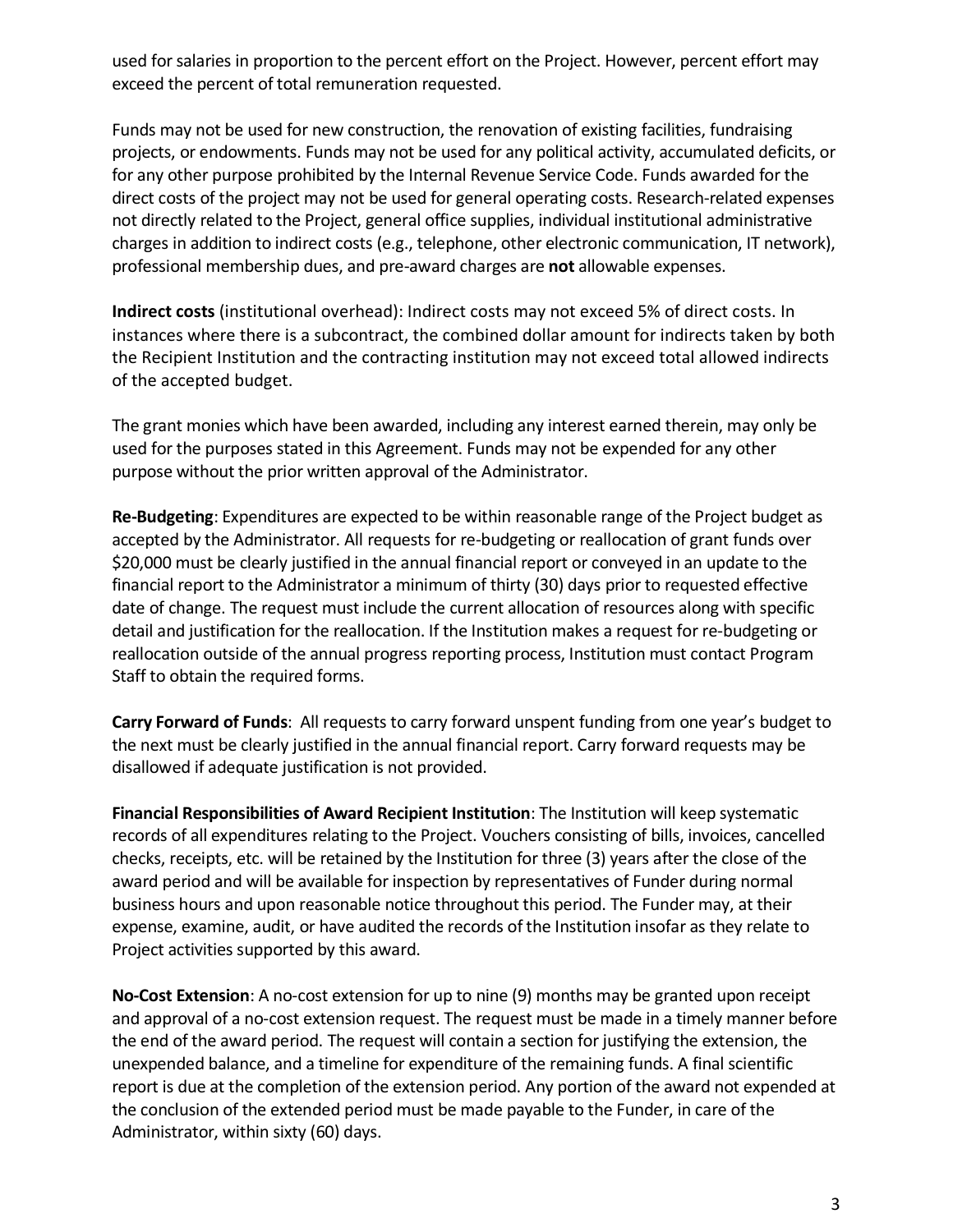used for salaries in proportion to the percent effort on the Project. However, percent effort may exceed the percent of total remuneration requested.

Funds may not be used for new construction, the renovation of existing facilities, fundraising projects, or endowments. Funds may not be used for any political activity, accumulated deficits, or for any other purpose prohibited by the Internal Revenue Service Code. Funds awarded for the direct costs of the project may not be used for general operating costs. Research-related expenses not directly related to the Project, general office supplies, individual institutional administrative charges in addition to indirect costs (e.g., telephone, other electronic communication, IT network), professional membership dues, and pre-award charges are **not** allowable expenses.

**Indirect costs** (institutional overhead): Indirect costs may not exceed 5% of direct costs. In instances where there is a subcontract, the combined dollar amount for indirects taken by both the Recipient Institution and the contracting institution may not exceed total allowed indirects of the accepted budget.

The grant monies which have been awarded, including any interest earned therein, may only be used for the purposes stated in this Agreement. Funds may not be expended for any other purpose without the prior written approval of the Administrator.

**Re-Budgeting**: Expenditures are expected to be within reasonable range of the Project budget as accepted by the Administrator. All requests for re-budgeting or reallocation of grant funds over $20,000 must be clearly justified in the annual financial report or conveyed in an update to the financial report to the Administrator a minimum of thirty (30) days prior to requested effective date of change. The request must include the current allocation of resources along with specific detail and justification for the reallocation. If the Institution makes a request for re-budgeting or reallocation outside of the annual progress reporting process, Institution must contact Program Staff to obtain the required forms.

**Carry Forward of Funds**: All requests to carry forward unspent funding from one year's budget to the next must be clearly justified in the annual financial report. Carry forward requests may be disallowed if adequate justification is not provided.

**Financial Responsibilities of Award Recipient Institution**: The Institution will keep systematic records of all expenditures relating to the Project. Vouchers consisting of bills, invoices, cancelled checks, receipts, etc. will be retained by the Institution for three (3) years after the close of the award period and will be available for inspection by representatives of Funder during normal business hours and upon reasonable notice throughout this period. The Funder may, at their expense, examine, audit, or have audited the records of the Institution insofar as they relate to Project activities supported by this award.

**No-Cost Extension**: A no-cost extension for up to nine (9) months may be granted upon receipt and approval of a no-cost extension request. The request must be made in a timely manner before the end of the award period. The request will contain a section for justifying the extension, the unexpended balance, and a timeline for expenditure of the remaining funds. A final scientific report is due at the completion of the extension period. Any portion of the award not expended at the conclusion of the extended period must be made payable to the Funder, in care of the Administrator, within sixty (60) days.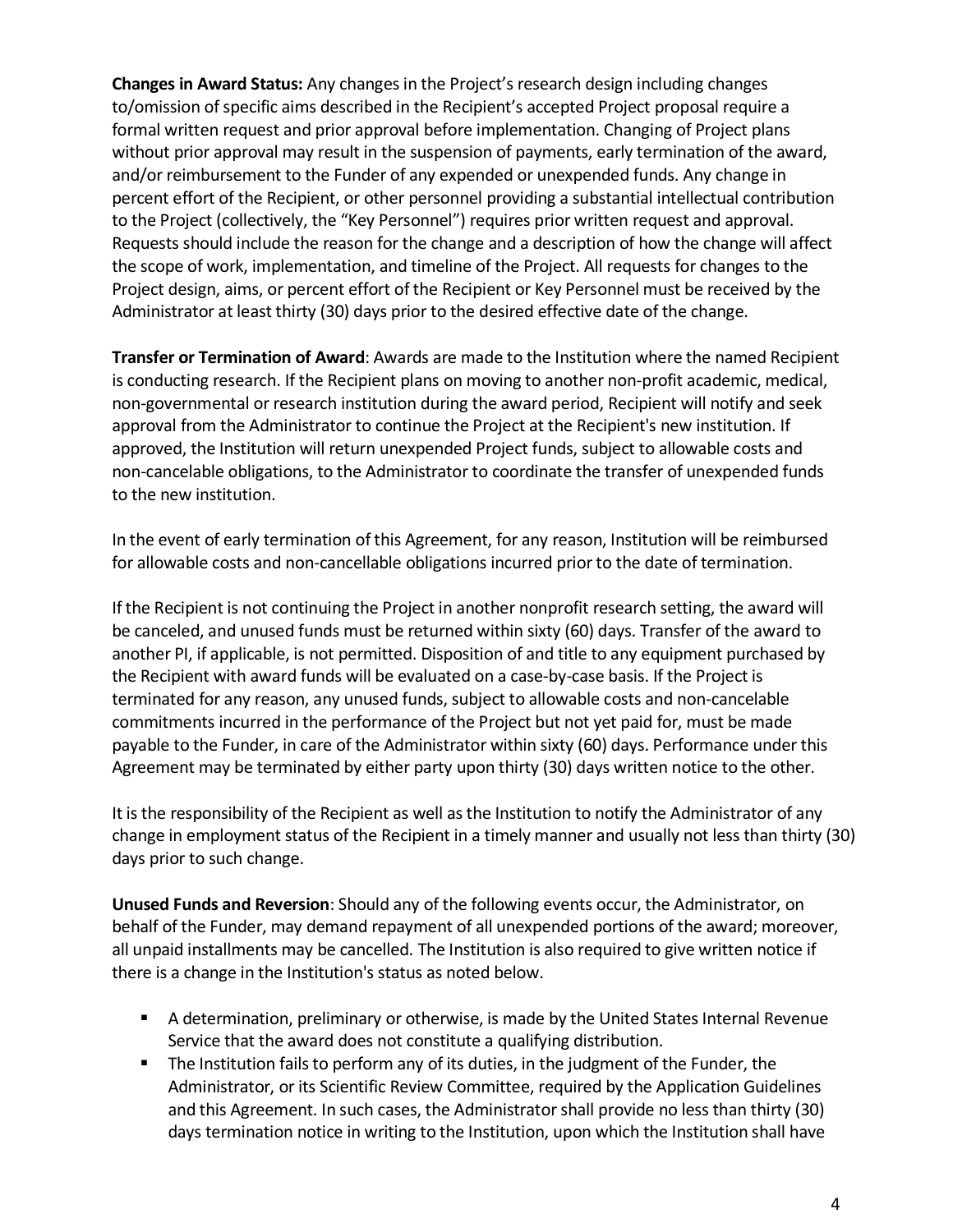**Changes in Award Status:** Any changes in the Project's research design including changes to/omission of specific aims described in the Recipient's accepted Project proposal require a formal written request and prior approval before implementation. Changing of Project plans without prior approval may result in the suspension of payments, early termination of the award, and/or reimbursement to the Funder of any expended or unexpended funds. Any change in percent effort of the Recipient, or other personnel providing a substantial intellectual contribution to the Project (collectively, the "Key Personnel") requires prior written request and approval. Requests should include the reason for the change and a description of how the change will affect the scope of work, implementation, and timeline of the Project. All requests for changes to the Project design, aims, or percent effort of the Recipient or Key Personnel must be received by the Administrator at least thirty (30) days prior to the desired effective date of the change.

**Transfer or Termination of Award**: Awards are made to the Institution where the named Recipient is conducting research. If the Recipient plans on moving to another non-profit academic, medical, non-governmental or research institution during the award period, Recipient will notify and seek approval from the Administrator to continue the Project at the Recipient's new institution. If approved, the Institution will return unexpended Project funds, subject to allowable costs and non-cancelable obligations, to the Administrator to coordinate the transfer of unexpended funds to the new institution.

In the event of early termination of this Agreement, for any reason, Institution will be reimbursed for allowable costs and non-cancellable obligations incurred prior to the date of termination.

If the Recipient is not continuing the Project in another nonprofit research setting, the award will be canceled, and unused funds must be returned within sixty (60) days. Transfer of the award to another PI, if applicable, is not permitted. Disposition of and title to any equipment purchased by the Recipient with award funds will be evaluated on a case-by-case basis. If the Project is terminated for any reason, any unused funds, subject to allowable costs and non-cancelable commitments incurred in the performance of the Project but not yet paid for, must be made payable to the Funder, in care of the Administrator within sixty (60) days. Performance under this Agreement may be terminated by either party upon thirty (30) days written notice to the other.

It is the responsibility of the Recipient as well as the Institution to notify the Administrator of any change in employment status of the Recipient in a timely manner and usually not less than thirty (30) days prior to such change.

**Unused Funds and Reversion**: Should any of the following events occur, the Administrator, on behalf of the Funder, may demand repayment of all unexpended portions of the award; moreover, all unpaid installments may be cancelled. The Institution is also required to give written notice if there is a change in the Institution's status as noted below.

- A determination, preliminary or otherwise, is made by the United States Internal Revenue Service that the award does not constitute a qualifying distribution.
- The Institution fails to perform any of its duties, in the judgment of the Funder, the Administrator, or its Scientific Review Committee, required by the Application Guidelines and this Agreement. In such cases, the Administrator shall provide no less than thirty (30) days termination notice in writing to the Institution, upon which the Institution shall have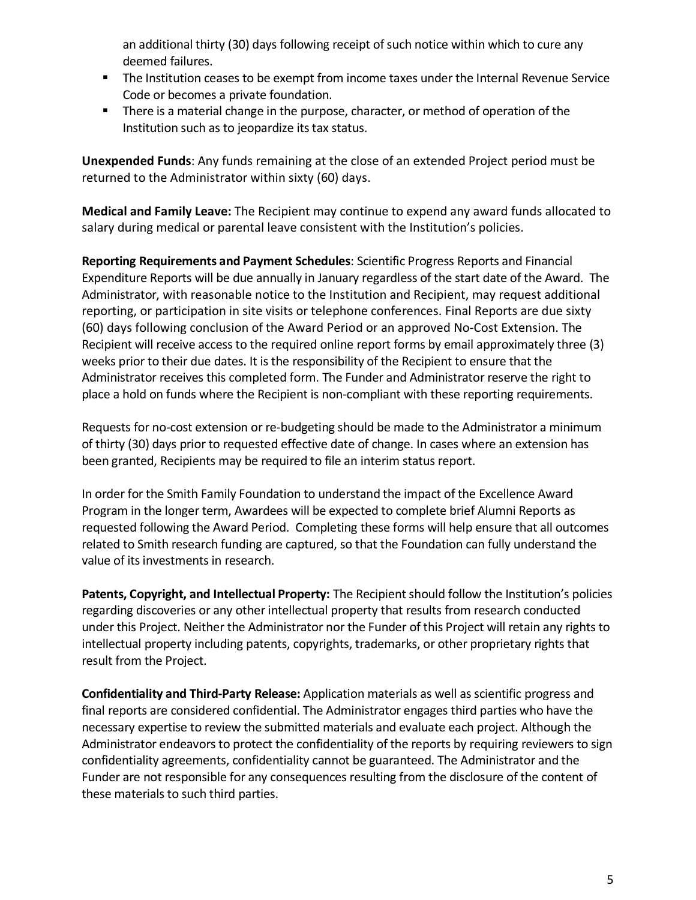an additional thirty (30) days following receipt of such notice within which to cure any deemed failures.

- The Institution ceases to be exempt from income taxes under the Internal Revenue Service Code or becomes a private foundation.
- There is a material change in the purpose, character, or method of operation of the Institution such as to jeopardize its tax status.

**Unexpended Funds**: Any funds remaining at the close of an extended Project period must be returned to the Administrator within sixty (60) days.

**Medical and Family Leave:** The Recipient may continue to expend any award funds allocated to salary during medical or parental leave consistent with the Institution's policies.

**Reporting Requirements and Payment Schedules**: Scientific Progress Reports and Financial Expenditure Reports will be due annually in January regardless of the start date of the Award. The Administrator, with reasonable notice to the Institution and Recipient, may request additional reporting, or participation in site visits or telephone conferences. Final Reports are due sixty (60) days following conclusion of the Award Period or an approved No-Cost Extension. The Recipient will receive access to the required online report forms by email approximately three (3) weeks prior to their due dates. It is the responsibility of the Recipient to ensure that the Administrator receives this completed form. The Funder and Administrator reserve the right to place a hold on funds where the Recipient is non-compliant with these reporting requirements.

Requests for no-cost extension or re-budgeting should be made to the Administrator a minimum of thirty (30) days prior to requested effective date of change. In cases where an extension has been granted, Recipients may be required to file an interim status report.

In order for the Smith Family Foundation to understand the impact of the Excellence Award Program in the longer term, Awardees will be expected to complete brief Alumni Reports as requested following the Award Period. Completing these forms will help ensure that all outcomes related to Smith research funding are captured, so that the Foundation can fully understand the value of its investments in research.

**Patents, Copyright, and Intellectual Property:** The Recipient should follow the Institution's policies regarding discoveries or any other intellectual property that results from research conducted under this Project. Neither the Administrator nor the Funder of this Project will retain any rights to intellectual property including patents, copyrights, trademarks, or other proprietary rights that result from the Project.

**Confidentiality and Third-Party Release:** Application materials as well as scientific progress and final reports are considered confidential. The Administrator engages third parties who have the necessary expertise to review the submitted materials and evaluate each project. Although the Administrator endeavors to protect the confidentiality of the reports by requiring reviewers to sign confidentiality agreements, confidentiality cannot be guaranteed. The Administrator and the Funder are not responsible for any consequences resulting from the disclosure of the content of these materials to such third parties.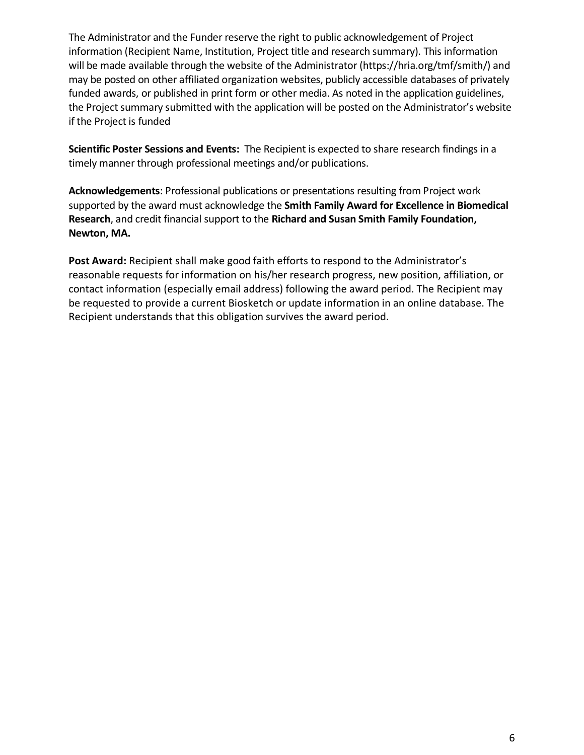The Administrator and the Funder reserve the right to public acknowledgement of Project information (Recipient Name, Institution, Project title and research summary). This information will be made available through the website of the Administrator (https://hria.org/tmf/smith/) and may be posted on other affiliated organization websites, publicly accessible databases of privately funded awards, or published in print form or other media. As noted in the application guidelines, the Project summary submitted with the application will be posted on the Administrator's website if the Project is funded

**Scientific Poster Sessions and Events:** The Recipient is expected to share research findings in a timely manner through professional meetings and/or publications.

**Acknowledgements**: Professional publications or presentations resulting from Project work supported by the award must acknowledge the **Smith Family Award for Excellence in Biomedical Research**, and credit financial support to the **Richard and Susan Smith Family Foundation, Newton, MA.**

**Post Award:** Recipient shall make good faith efforts to respond to the Administrator's reasonable requests for information on his/her research progress, new position, affiliation, or contact information (especially email address) following the award period. The Recipient may be requested to provide a current Biosketch or update information in an online database. The Recipient understands that this obligation survives the award period.